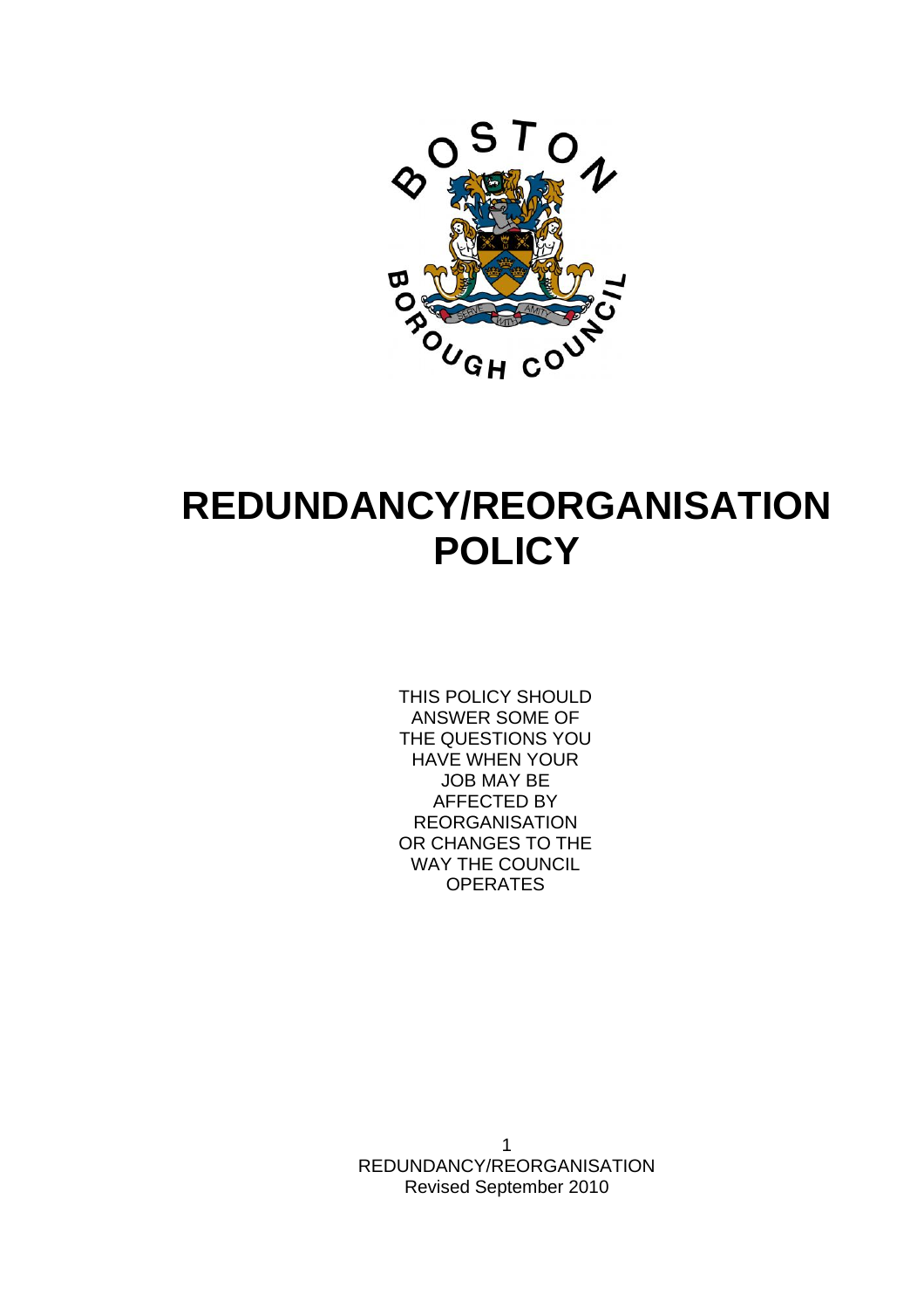# REDUNDANCY/REORGANISATION POLICY

THIS POLICY SHOULD ANSWER SOME OF THE QUESTIONS YOU HAVE WHEN YOUR JOB MAY BE AFFECTED BY REORGANISATION OR CHANGES TO THE WAY THE COUNCIL OPERATES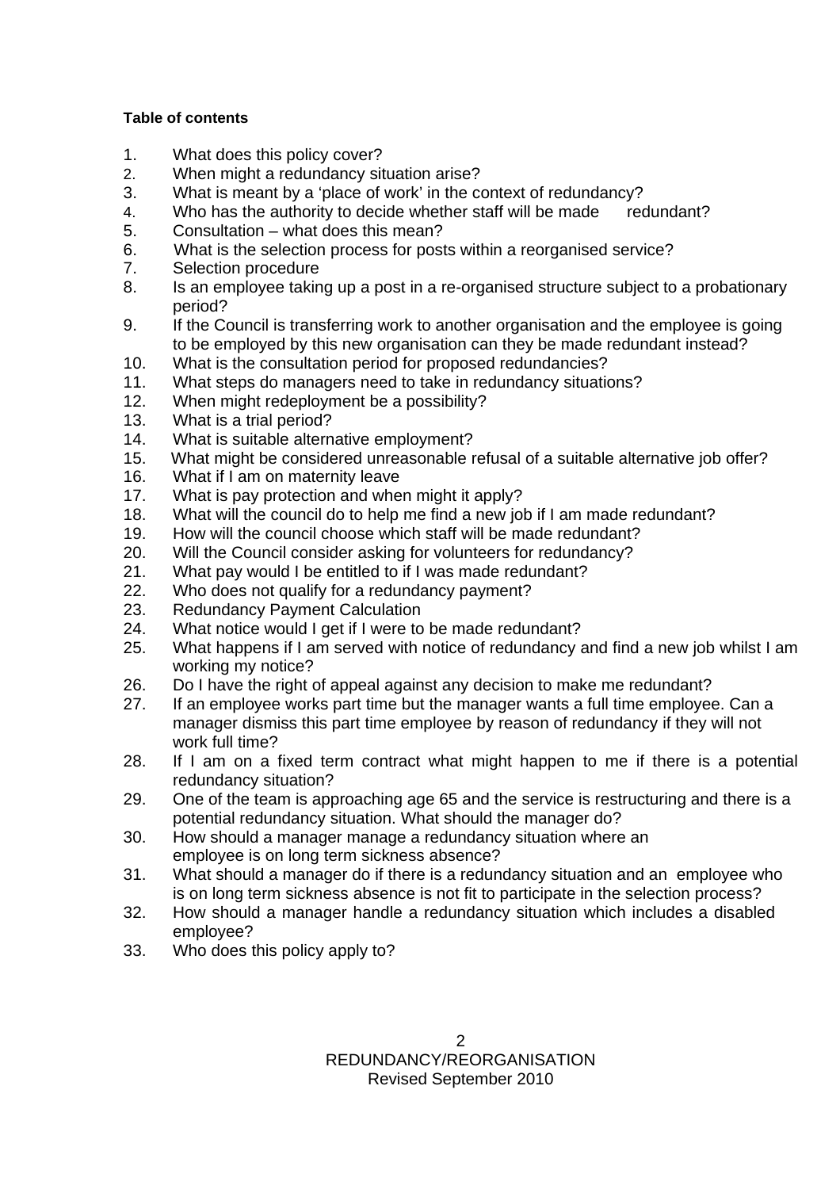**Table of contents**

1. What does this policy cover?
2. When might a redundancy situation arise?
3. What is meant by a 'place of work' in the context of redundancy?
4. Who has the authority to decide whether staff will be made redundant?
5. Consultation – what does this mean?
6. What is the selection process for posts within a reorganised service?
7. Selection procedure
8. Is an employee taking up a post in a re-organised structure subject to a probationary period?
9. If the Council is transferring work to another organisation and the employee is going to be employed by this new organisation can they be made redundant instead?
10. What is the consultation period for proposed redundancies?
11. What steps do managers need to take in redundancy situations?
12. When might redeployment be a possibility?
13. What is a trial period?
14. What is suitable alternative employment?
15. What might be considered unreasonable refusal of a suitable alternative job offer?
16. What if I am on maternity leave
17. What is pay protection and when might it apply?
18. What will the council do to help me find a new job if I am made redundant?
19. How will the council choose which staff will be made redundant?
20. Will the Council consider asking for volunteers for redundancy?
21. What pay would I be entitled to if I was made redundant?
22. Who does not qualify for a redundancy payment?
23. Redundancy Payment Calculation
24. What notice would I get if I were to be made redundant?
25. What happens if I am served with notice of redundancy and find a new job whilst I am working my notice?
26. Do I have the right of appeal against any decision to make me redundant?
27. If an employee works part time but the manager wants a full time employee. Can a manager dismiss this part time employee by reason of redundancy if they will not work full time?
28. If I am on a fixed term contract what might happen to me if there is a potential redundancy situation?
29. One of the team is approaching age 65 and the service is restructuring and there is a potential redundancy situation. What should the manager do?
30. How should a manager manage a redundancy situation where an employee is on long term sickness absence?
31. What should a manager do if there is a redundancy situation and an employee who is on long term sickness absence is not fit to participate in the selection process?
32. How should a manager handle a redundancy situation which includes a disabled employee?
33. Who does this policy apply to?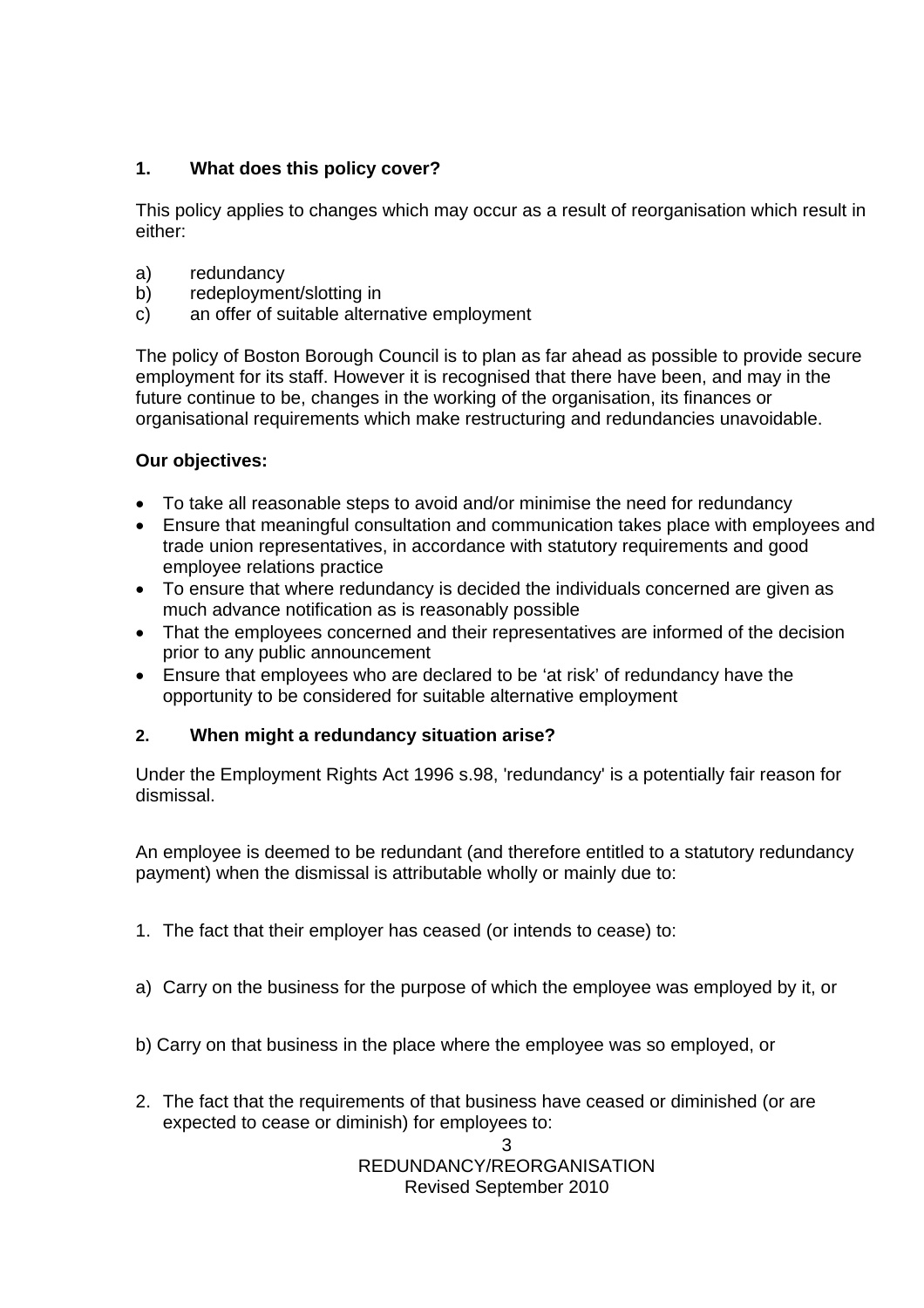## 1. What does this policy cover?

This policy applies to changes which may occur as a result of reorganisation which result in either:

a) redundancy
b) redeployment/slotting in
c) an offer of suitable alternative employment

The policy of Boston Borough Council is to plan as far ahead as possible to provide secure employment for its staff. However it is recognised that there have been, and may in the future continue to be, changes in the working of the organisation, its finances or organisational requirements which make restructuring and redundancies unavoidable.

**Our objectives:**

- To take all reasonable steps to avoid and/or minimise the need for redundancy
- Ensure that meaningful consultation and communication takes place with employees and trade union representatives, in accordance with statutory requirements and good employee relations practice
- To ensure that where redundancy is decided the individuals concerned are given as much advance notification as is reasonably possible
- That the employees concerned and their representatives are informed of the decision prior to any public announcement
- Ensure that employees who are declared to be 'at risk' of redundancy have the opportunity to be considered for suitable alternative employment

## 2. When might a redundancy situation arise?

Under the Employment Rights Act 1996 s.98, 'redundancy' is a potentially fair reason for dismissal.

An employee is deemed to be redundant (and therefore entitled to a statutory redundancy payment) when the dismissal is attributable wholly or mainly due to:

1. The fact that their employer has ceased (or intends to cease) to:

a) Carry on the business for the purpose of which the employee was employed by it, or

b) Carry on that business in the place where the employee was so employed, or

2. The fact that the requirements of that business have ceased or diminished (or are expected to cease or diminish) for employees to: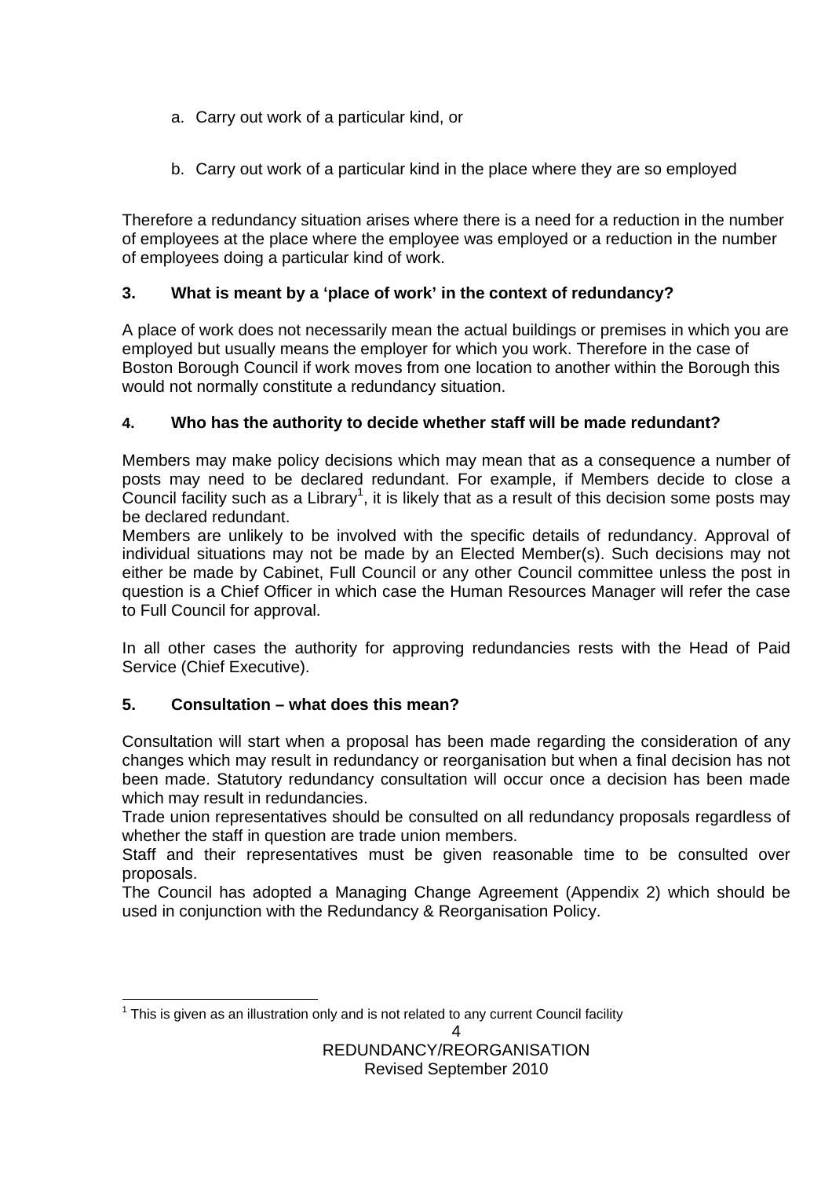a. Carry out work of a particular kind, or

b. Carry out work of a particular kind in the place where they are so employed

Therefore a redundancy situation arises where there is a need for a reduction in the number of employees at the place where the employee was employed or a reduction in the number of employees doing a particular kind of work.

### 3. What is meant by a 'place of work' in the context of redundancy?

A place of work does not necessarily mean the actual buildings or premises in which you are employed but usually means the employer for which you work. Therefore in the case of Boston Borough Council if work moves from one location to another within the Borough this would not normally constitute a redundancy situation.

### 4. Who has the authority to decide whether staff will be made redundant?

Members may make policy decisions which may mean that as a consequence a number of posts may need to be declared redundant. For example, if Members decide to close a Council facility such as a Library[1], it is likely that as a result of this decision some posts may be declared redundant.

Members are unlikely to be involved with the specific details of redundancy. Approval of individual situations may not be made by an Elected Member(s). Such decisions may not either be made by Cabinet, Full Council or any other Council committee unless the post in question is a Chief Officer in which case the Human Resources Manager will refer the case to Full Council for approval.

In all other cases the authority for approving redundancies rests with the Head of Paid Service (Chief Executive).

### 5. Consultation – what does this mean?

Consultation will start when a proposal has been made regarding the consideration of any changes which may result in redundancy or reorganisation but when a final decision has not been made. Statutory redundancy consultation will occur once a decision has been made which may result in redundancies.

Trade union representatives should be consulted on all redundancy proposals regardless of whether the staff in question are trade union members.

Staff and their representatives must be given reasonable time to be consulted over proposals.

The Council has adopted a Managing Change Agreement (Appendix 2) which should be used in conjunction with the Redundancy & Reorganisation Policy.

---

[1] This is given as an illustration only and is not related to any current Council facility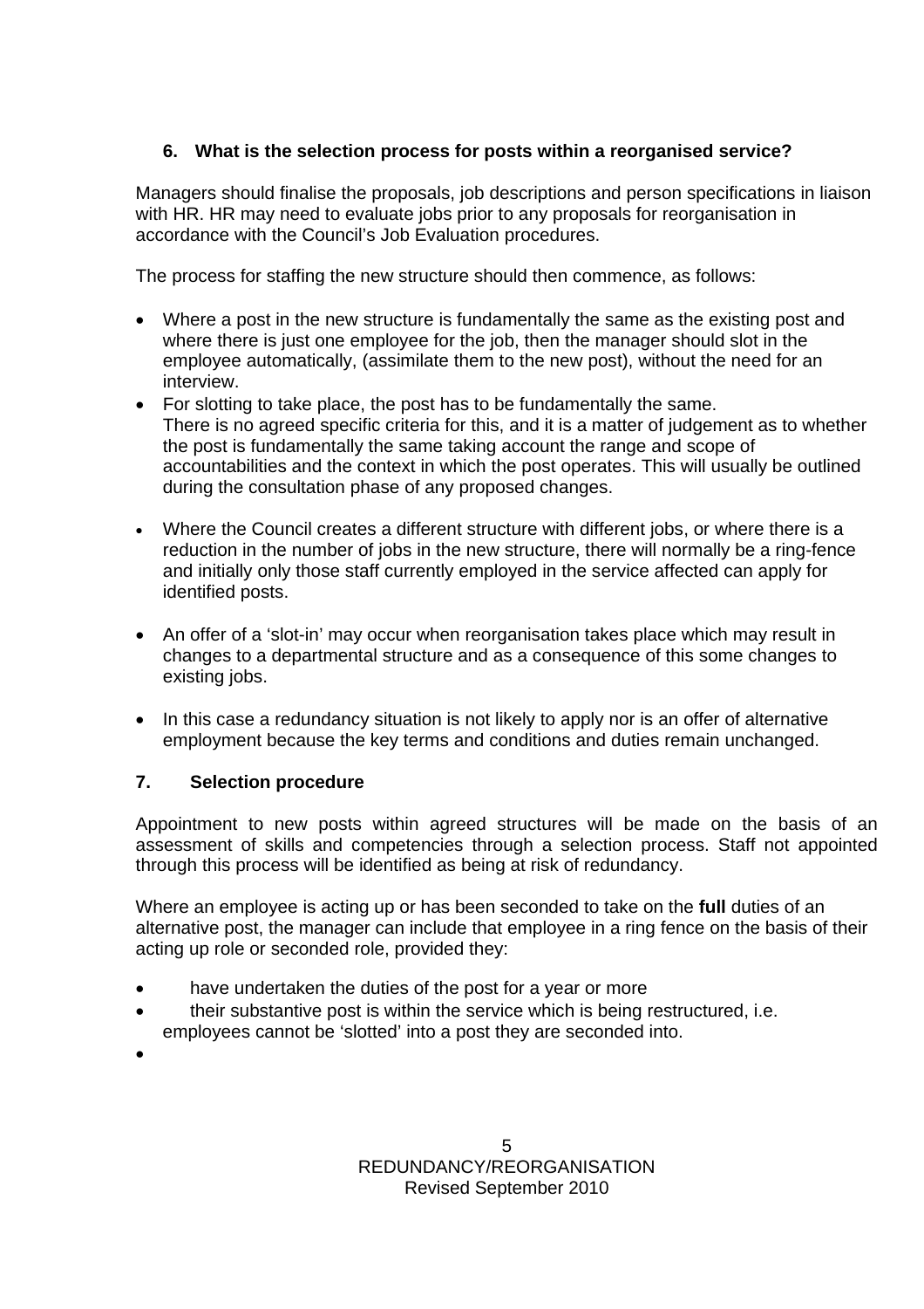### 6. What is the selection process for posts within a reorganised service?

Managers should finalise the proposals, job descriptions and person specifications in liaison with HR. HR may need to evaluate jobs prior to any proposals for reorganisation in accordance with the Council's Job Evaluation procedures.

The process for staffing the new structure should then commence, as follows:

- Where a post in the new structure is fundamentally the same as the existing post and where there is just one employee for the job, then the manager should slot in the employee automatically, (assimilate them to the new post), without the need for an interview.
- For slotting to take place, the post has to be fundamentally the same.
  There is no agreed specific criteria for this, and it is a matter of judgement as to whether the post is fundamentally the same taking account the range and scope of accountabilities and the context in which the post operates. This will usually be outlined during the consultation phase of any proposed changes.

- Where the Council creates a different structure with different jobs, or where there is a reduction in the number of jobs in the new structure, there will normally be a ring-fence and initially only those staff currently employed in the service affected can apply for identified posts.

- An offer of a 'slot-in' may occur when reorganisation takes place which may result in changes to a departmental structure and as a consequence of this some changes to existing jobs.

- In this case a redundancy situation is not likely to apply nor is an offer of alternative employment because the key terms and conditions and duties remain unchanged.

### 7. Selection procedure

Appointment to new posts within agreed structures will be made on the basis of an assessment of skills and competencies through a selection process. Staff not appointed through this process will be identified as being at risk of redundancy.

Where an employee is acting up or has been seconded to take on the **full** duties of an alternative post, the manager can include that employee in a ring fence on the basis of their acting up role or seconded role, provided they:

- have undertaken the duties of the post for a year or more
- their substantive post is within the service which is being restructured, i.e. employees cannot be 'slotted' into a post they are seconded into.
-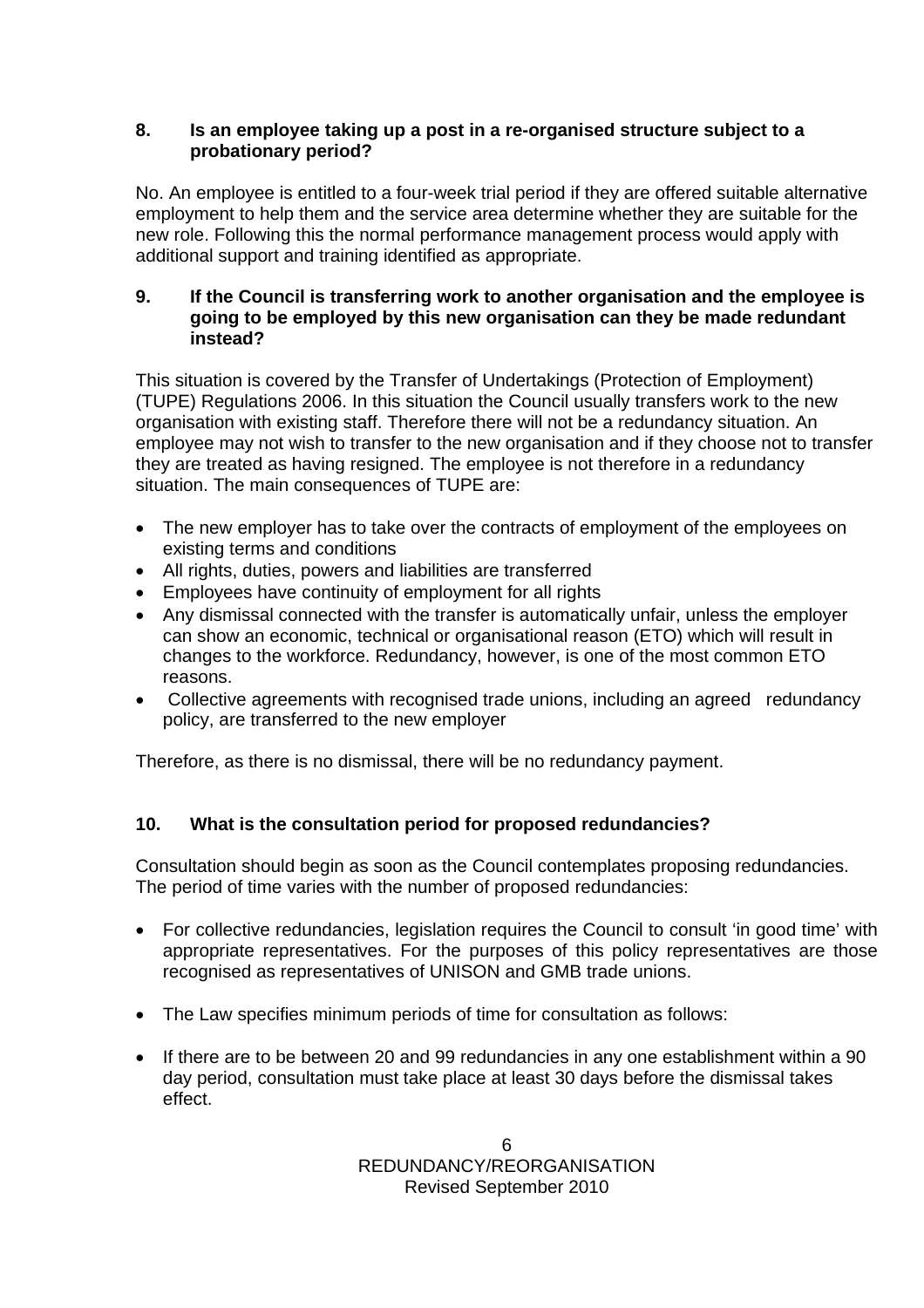### 8. Is an employee taking up a post in a re-organised structure subject to a probationary period?

No. An employee is entitled to a four-week trial period if they are offered suitable alternative employment to help them and the service area determine whether they are suitable for the new role. Following this the normal performance management process would apply with additional support and training identified as appropriate.

### 9. If the Council is transferring work to another organisation and the employee is going to be employed by this new organisation can they be made redundant instead?

This situation is covered by the Transfer of Undertakings (Protection of Employment) (TUPE) Regulations 2006. In this situation the Council usually transfers work to the new organisation with existing staff. Therefore there will not be a redundancy situation. An employee may not wish to transfer to the new organisation and if they choose not to transfer they are treated as having resigned. The employee is not therefore in a redundancy situation. The main consequences of TUPE are:

- The new employer has to take over the contracts of employment of the employees on existing terms and conditions
- All rights, duties, powers and liabilities are transferred
- Employees have continuity of employment for all rights
- Any dismissal connected with the transfer is automatically unfair, unless the employer can show an economic, technical or organisational reason (ETO) which will result in changes to the workforce. Redundancy, however, is one of the most common ETO reasons.
- Collective agreements with recognised trade unions, including an agreed redundancy policy, are transferred to the new employer

Therefore, as there is no dismissal, there will be no redundancy payment.

### 10. What is the consultation period for proposed redundancies?

Consultation should begin as soon as the Council contemplates proposing redundancies. The period of time varies with the number of proposed redundancies:

- For collective redundancies, legislation requires the Council to consult 'in good time' with appropriate representatives. For the purposes of this policy representatives are those recognised as representatives of UNISON and GMB trade unions.
- The Law specifies minimum periods of time for consultation as follows:
- If there are to be between 20 and 99 redundancies in any one establishment within a 90 day period, consultation must take place at least 30 days before the dismissal takes effect.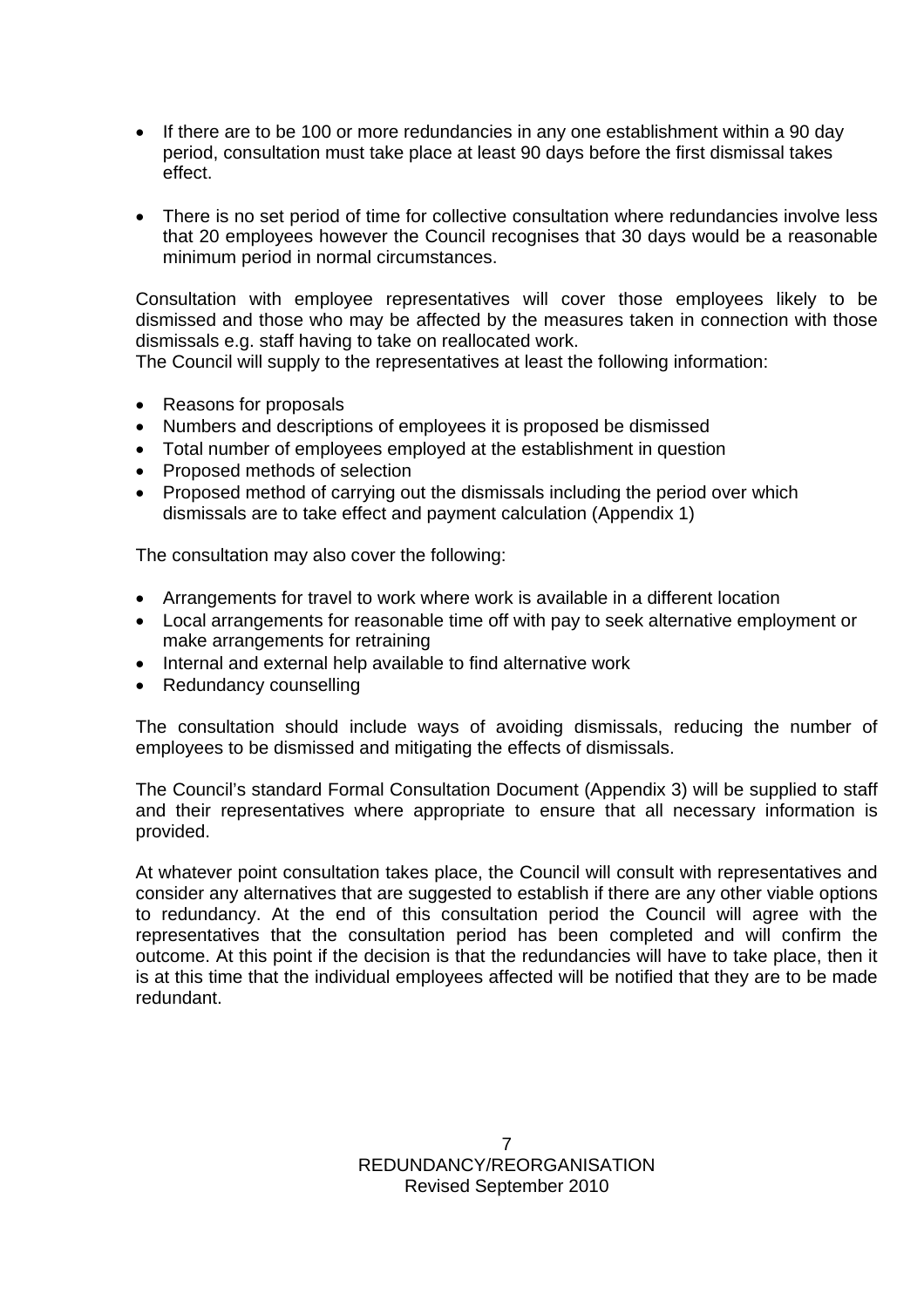- If there are to be 100 or more redundancies in any one establishment within a 90 day period, consultation must take place at least 90 days before the first dismissal takes effect.

- There is no set period of time for collective consultation where redundancies involve less that 20 employees however the Council recognises that 30 days would be a reasonable minimum period in normal circumstances.

Consultation with employee representatives will cover those employees likely to be dismissed and those who may be affected by the measures taken in connection with those dismissals e.g. staff having to take on reallocated work.
The Council will supply to the representatives at least the following information:

- Reasons for proposals
- Numbers and descriptions of employees it is proposed be dismissed
- Total number of employees employed at the establishment in question
- Proposed methods of selection
- Proposed method of carrying out the dismissals including the period over which dismissals are to take effect and payment calculation (Appendix 1)

The consultation may also cover the following:

- Arrangements for travel to work where work is available in a different location
- Local arrangements for reasonable time off with pay to seek alternative employment or make arrangements for retraining
- Internal and external help available to find alternative work
- Redundancy counselling

The consultation should include ways of avoiding dismissals, reducing the number of employees to be dismissed and mitigating the effects of dismissals.

The Council's standard Formal Consultation Document (Appendix 3) will be supplied to staff and their representatives where appropriate to ensure that all necessary information is provided.

At whatever point consultation takes place, the Council will consult with representatives and consider any alternatives that are suggested to establish if there are any other viable options to redundancy. At the end of this consultation period the Council will agree with the representatives that the consultation period has been completed and will confirm the outcome. At this point if the decision is that the redundancies will have to take place, then it is at this time that the individual employees affected will be notified that they are to be made redundant.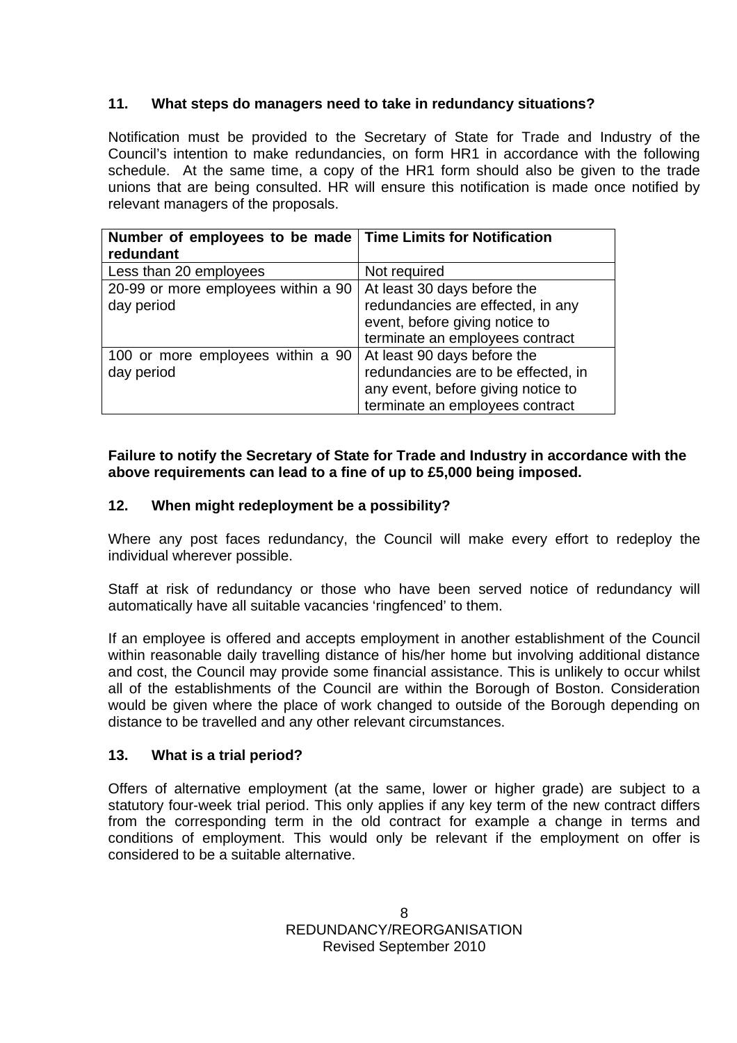### 11. What steps do managers need to take in redundancy situations?

Notification must be provided to the Secretary of State for Trade and Industry of the Council's intention to make redundancies, on form HR1 in accordance with the following schedule. At the same time, a copy of the HR1 form should also be given to the trade unions that are being consulted. HR will ensure this notification is made once notified by relevant managers of the proposals.

| Number of employees to be made redundant | Time Limits for Notification |
|---|---|
| Less than 20 employees | Not required |
| 20-99 or more employees within a 90 day period | At least 30 days before the redundancies are effected, in any event, before giving notice to terminate an employees contract |
| 100 or more employees within a 90 day period | At least 90 days before the redundancies are to be effected, in any event, before giving notice to terminate an employees contract |

**Failure to notify the Secretary of State for Trade and Industry in accordance with the above requirements can lead to a fine of up to £5,000 being imposed.**

### 12. When might redeployment be a possibility?

Where any post faces redundancy, the Council will make every effort to redeploy the individual wherever possible.

Staff at risk of redundancy or those who have been served notice of redundancy will automatically have all suitable vacancies 'ringfenced' to them.

If an employee is offered and accepts employment in another establishment of the Council within reasonable daily travelling distance of his/her home but involving additional distance and cost, the Council may provide some financial assistance. This is unlikely to occur whilst all of the establishments of the Council are within the Borough of Boston. Consideration would be given where the place of work changed to outside of the Borough depending on distance to be travelled and any other relevant circumstances.

### 13. What is a trial period?

Offers of alternative employment (at the same, lower or higher grade) are subject to a statutory four-week trial period. This only applies if any key term of the new contract differs from the corresponding term in the old contract for example a change in terms and conditions of employment. This would only be relevant if the employment on offer is considered to be a suitable alternative.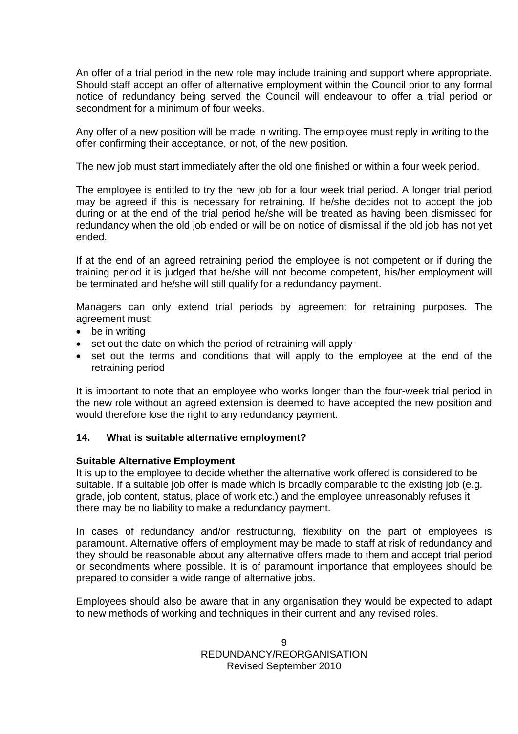An offer of a trial period in the new role may include training and support where appropriate. Should staff accept an offer of alternative employment within the Council prior to any formal notice of redundancy being served the Council will endeavour to offer a trial period or secondment for a minimum of four weeks.

Any offer of a new position will be made in writing. The employee must reply in writing to the offer confirming their acceptance, or not, of the new position.

The new job must start immediately after the old one finished or within a four week period.

The employee is entitled to try the new job for a four week trial period. A longer trial period may be agreed if this is necessary for retraining. If he/she decides not to accept the job during or at the end of the trial period he/she will be treated as having been dismissed for redundancy when the old job ended or will be on notice of dismissal if the old job has not yet ended.

If at the end of an agreed retraining period the employee is not competent or if during the training period it is judged that he/she will not become competent, his/her employment will be terminated and he/she will still qualify for a redundancy payment.

Managers can only extend trial periods by agreement for retraining purposes. The agreement must:

- be in writing
- set out the date on which the period of retraining will apply
- set out the terms and conditions that will apply to the employee at the end of the retraining period

It is important to note that an employee who works longer than the four-week trial period in the new role without an agreed extension is deemed to have accepted the new position and would therefore lose the right to any redundancy payment.

## 14. What is suitable alternative employment?

**Suitable Alternative Employment**

It is up to the employee to decide whether the alternative work offered is considered to be suitable. If a suitable job offer is made which is broadly comparable to the existing job (e.g. grade, job content, status, place of work etc.) and the employee unreasonably refuses it there may be no liability to make a redundancy payment.

In cases of redundancy and/or restructuring, flexibility on the part of employees is paramount. Alternative offers of employment may be made to staff at risk of redundancy and they should be reasonable about any alternative offers made to them and accept trial period or secondments where possible. It is of paramount importance that employees should be prepared to consider a wide range of alternative jobs.

Employees should also be aware that in any organisation they would be expected to adapt to new methods of working and techniques in their current and any revised roles.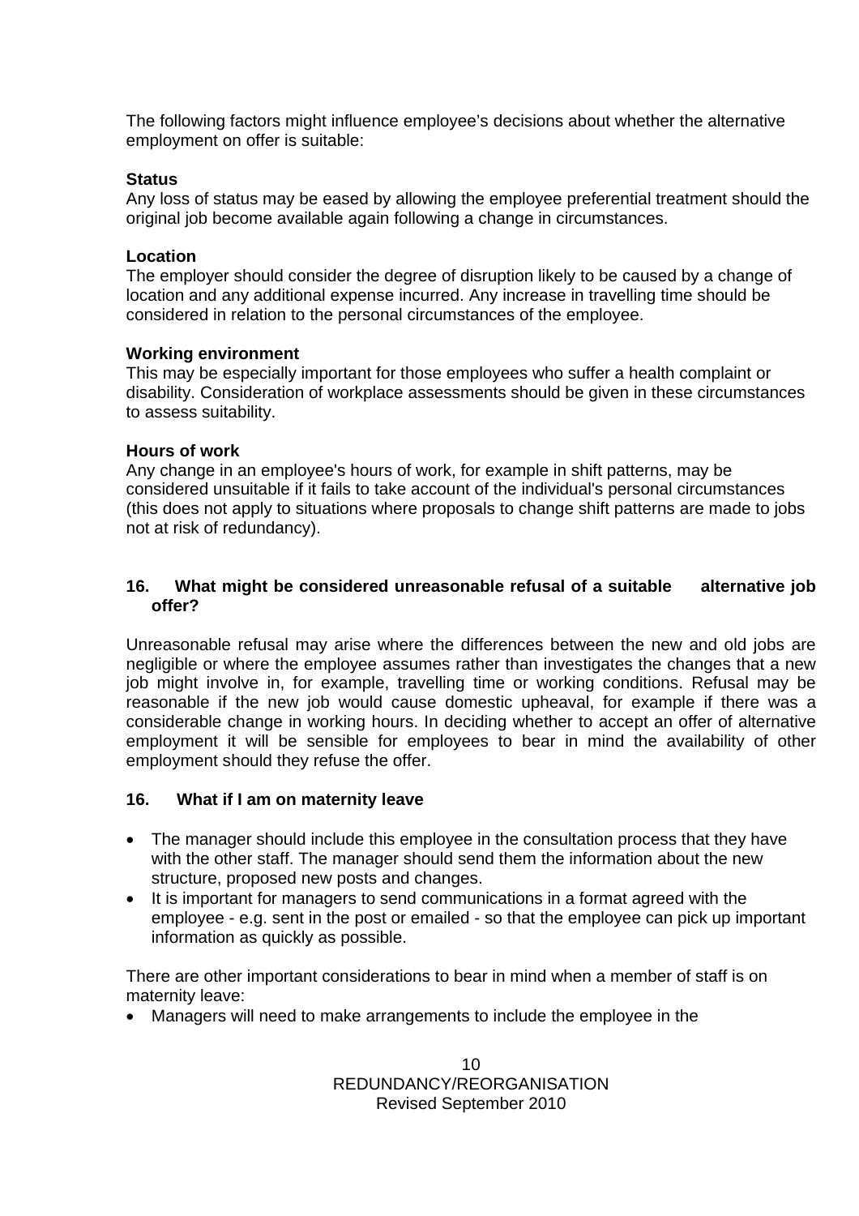The following factors might influence employee's decisions about whether the alternative employment on offer is suitable:

**Status**
Any loss of status may be eased by allowing the employee preferential treatment should the original job become available again following a change in circumstances.

**Location**
The employer should consider the degree of disruption likely to be caused by a change of location and any additional expense incurred. Any increase in travelling time should be considered in relation to the personal circumstances of the employee.

**Working environment**
This may be especially important for those employees who suffer a health complaint or disability. Consideration of workplace assessments should be given in these circumstances to assess suitability.

**Hours of work**
Any change in an employee's hours of work, for example in shift patterns, may be considered unsuitable if it fails to take account of the individual's personal circumstances (this does not apply to situations where proposals to change shift patterns are made to jobs not at risk of redundancy).

### 16. What might be considered unreasonable refusal of a suitable alternative job offer?

Unreasonable refusal may arise where the differences between the new and old jobs are negligible or where the employee assumes rather than investigates the changes that a new job might involve in, for example, travelling time or working conditions. Refusal may be reasonable if the new job would cause domestic upheaval, for example if there was a considerable change in working hours. In deciding whether to accept an offer of alternative employment it will be sensible for employees to bear in mind the availability of other employment should they refuse the offer.

### 16. What if I am on maternity leave

- The manager should include this employee in the consultation process that they have with the other staff. The manager should send them the information about the new structure, proposed new posts and changes.
- It is important for managers to send communications in a format agreed with the employee - e.g. sent in the post or emailed - so that the employee can pick up important information as quickly as possible.

There are other important considerations to bear in mind when a member of staff is on maternity leave:

- Managers will need to make arrangements to include the employee in the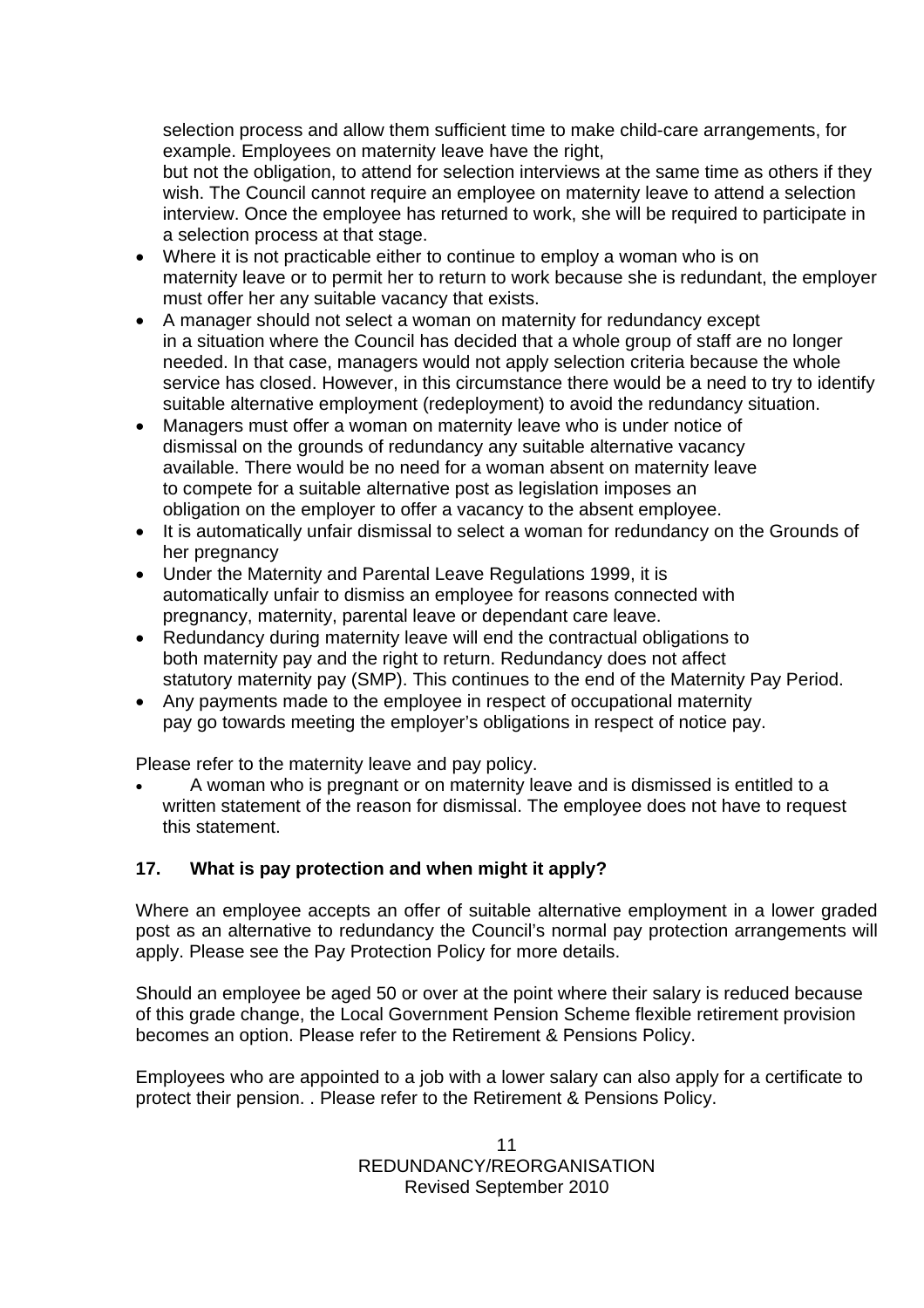selection process and allow them sufficient time to make child-care arrangements, for example. Employees on maternity leave have the right, but not the obligation, to attend for selection interviews at the same time as others if they wish. The Council cannot require an employee on maternity leave to attend a selection interview. Once the employee has returned to work, she will be required to participate in a selection process at that stage.

- Where it is not practicable either to continue to employ a woman who is on maternity leave or to permit her to return to work because she is redundant, the employer must offer her any suitable vacancy that exists.
- A manager should not select a woman on maternity for redundancy except in a situation where the Council has decided that a whole group of staff are no longer needed. In that case, managers would not apply selection criteria because the whole service has closed. However, in this circumstance there would be a need to try to identify suitable alternative employment (redeployment) to avoid the redundancy situation.
- Managers must offer a woman on maternity leave who is under notice of dismissal on the grounds of redundancy any suitable alternative vacancy available. There would be no need for a woman absent on maternity leave to compete for a suitable alternative post as legislation imposes an obligation on the employer to offer a vacancy to the absent employee.
- It is automatically unfair dismissal to select a woman for redundancy on the Grounds of her pregnancy
- Under the Maternity and Parental Leave Regulations 1999, it is automatically unfair to dismiss an employee for reasons connected with pregnancy, maternity, parental leave or dependant care leave.
- Redundancy during maternity leave will end the contractual obligations to both maternity pay and the right to return. Redundancy does not affect statutory maternity pay (SMP). This continues to the end of the Maternity Pay Period.
- Any payments made to the employee in respect of occupational maternity pay go towards meeting the employer's obligations in respect of notice pay.

Please refer to the maternity leave and pay policy.

- A woman who is pregnant or on maternity leave and is dismissed is entitled to a written statement of the reason for dismissal. The employee does not have to request this statement.

## 17. What is pay protection and when might it apply?

Where an employee accepts an offer of suitable alternative employment in a lower graded post as an alternative to redundancy the Council's normal pay protection arrangements will apply. Please see the Pay Protection Policy for more details.

Should an employee be aged 50 or over at the point where their salary is reduced because of this grade change, the Local Government Pension Scheme flexible retirement provision becomes an option. Please refer to the Retirement & Pensions Policy.

Employees who are appointed to a job with a lower salary can also apply for a certificate to protect their pension. . Please refer to the Retirement & Pensions Policy.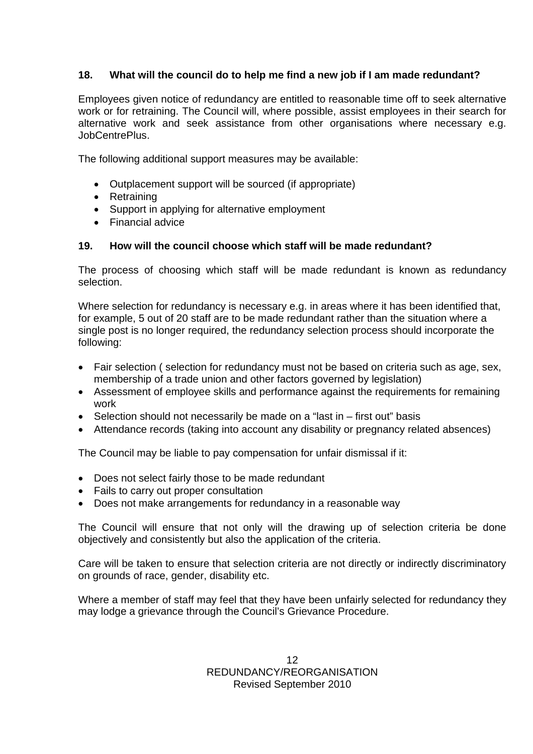### 18. What will the council do to help me find a new job if I am made redundant?

Employees given notice of redundancy are entitled to reasonable time off to seek alternative work or for retraining. The Council will, where possible, assist employees in their search for alternative work and seek assistance from other organisations where necessary e.g. JobCentrePlus.

The following additional support measures may be available:

- Outplacement support will be sourced (if appropriate)
- Retraining
- Support in applying for alternative employment
- Financial advice

### 19. How will the council choose which staff will be made redundant?

The process of choosing which staff will be made redundant is known as redundancy selection.

Where selection for redundancy is necessary e.g. in areas where it has been identified that, for example, 5 out of 20 staff are to be made redundant rather than the situation where a single post is no longer required, the redundancy selection process should incorporate the following:

- Fair selection ( selection for redundancy must not be based on criteria such as age, sex, membership of a trade union and other factors governed by legislation)
- Assessment of employee skills and performance against the requirements for remaining work
- Selection should not necessarily be made on a "last in – first out" basis
- Attendance records (taking into account any disability or pregnancy related absences)

The Council may be liable to pay compensation for unfair dismissal if it:

- Does not select fairly those to be made redundant
- Fails to carry out proper consultation
- Does not make arrangements for redundancy in a reasonable way

The Council will ensure that not only will the drawing up of selection criteria be done objectively and consistently but also the application of the criteria.

Care will be taken to ensure that selection criteria are not directly or indirectly discriminatory on grounds of race, gender, disability etc.

Where a member of staff may feel that they have been unfairly selected for redundancy they may lodge a grievance through the Council's Grievance Procedure.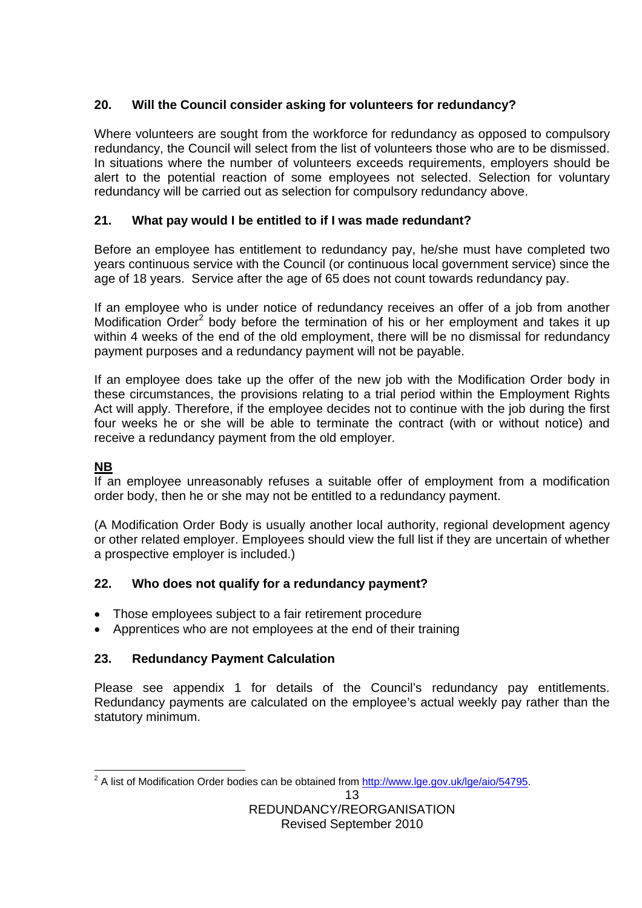## 20. Will the Council consider asking for volunteers for redundancy?

Where volunteers are sought from the workforce for redundancy as opposed to compulsory redundancy, the Council will select from the list of volunteers those who are to be dismissed. In situations where the number of volunteers exceeds requirements, employers should be alert to the potential reaction of some employees not selected. Selection for voluntary redundancy will be carried out as selection for compulsory redundancy above.

## 21. What pay would I be entitled to if I was made redundant?

Before an employee has entitlement to redundancy pay, he/she must have completed two years continuous service with the Council (or continuous local government service) since the age of 18 years. Service after the age of 65 does not count towards redundancy pay.

If an employee who is under notice of redundancy receives an offer of a job from another Modification Order[2] body before the termination of his or her employment and takes it up within 4 weeks of the end of the old employment, there will be no dismissal for redundancy payment purposes and a redundancy payment will not be payable.

If an employee does take up the offer of the new job with the Modification Order body in these circumstances, the provisions relating to a trial period within the Employment Rights Act will apply. Therefore, if the employee decides not to continue with the job during the first four weeks he or she will be able to terminate the contract (with or without notice) and receive a redundancy payment from the old employer.

**NB**
If an employee unreasonably refuses a suitable offer of employment from a modification order body, then he or she may not be entitled to a redundancy payment.

(A Modification Order Body is usually another local authority, regional development agency or other related employer. Employees should view the full list if they are uncertain of whether a prospective employer is included.)

## 22. Who does not qualify for a redundancy payment?

- Those employees subject to a fair retirement procedure
- Apprentices who are not employees at the end of their training

## 23. Redundancy Payment Calculation

Please see appendix 1 for details of the Council's redundancy pay entitlements. Redundancy payments are calculated on the employee's actual weekly pay rather than the statutory minimum.

---

[2] A list of Modification Order bodies can be obtained from http://www.lge.gov.uk/lge/aio/54795.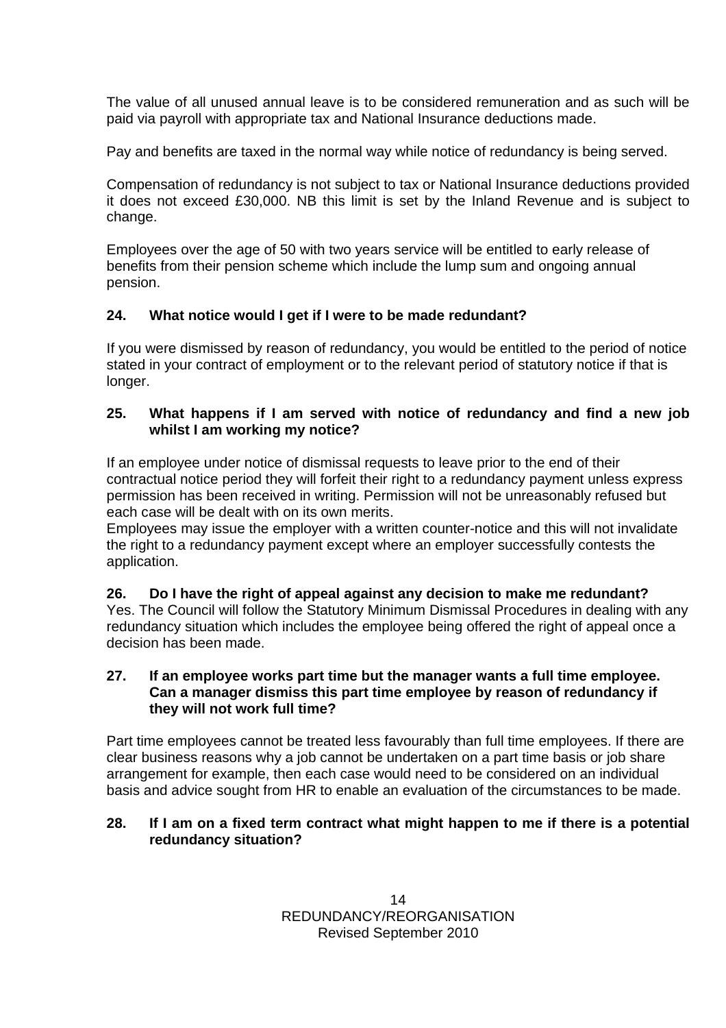The value of all unused annual leave is to be considered remuneration and as such will be paid via payroll with appropriate tax and National Insurance deductions made.

Pay and benefits are taxed in the normal way while notice of redundancy is being served.

Compensation of redundancy is not subject to tax or National Insurance deductions provided it does not exceed £30,000. NB this limit is set by the Inland Revenue and is subject to change.

Employees over the age of 50 with two years service will be entitled to early release of benefits from their pension scheme which include the lump sum and ongoing annual pension.

### 24. What notice would I get if I were to be made redundant?

If you were dismissed by reason of redundancy, you would be entitled to the period of notice stated in your contract of employment or to the relevant period of statutory notice if that is longer.

### 25. What happens if I am served with notice of redundancy and find a new job whilst I am working my notice?

If an employee under notice of dismissal requests to leave prior to the end of their contractual notice period they will forfeit their right to a redundancy payment unless express permission has been received in writing. Permission will not be unreasonably refused but each case will be dealt with on its own merits.

Employees may issue the employer with a written counter-notice and this will not invalidate the right to a redundancy payment except where an employer successfully contests the application.

### 26. Do I have the right of appeal against any decision to make me redundant?

Yes. The Council will follow the Statutory Minimum Dismissal Procedures in dealing with any redundancy situation which includes the employee being offered the right of appeal once a decision has been made.

### 27. If an employee works part time but the manager wants a full time employee. Can a manager dismiss this part time employee by reason of redundancy if they will not work full time?

Part time employees cannot be treated less favourably than full time employees. If there are clear business reasons why a job cannot be undertaken on a part time basis or job share arrangement for example, then each case would need to be considered on an individual basis and advice sought from HR to enable an evaluation of the circumstances to be made.

### 28. If I am on a fixed term contract what might happen to me if there is a potential redundancy situation?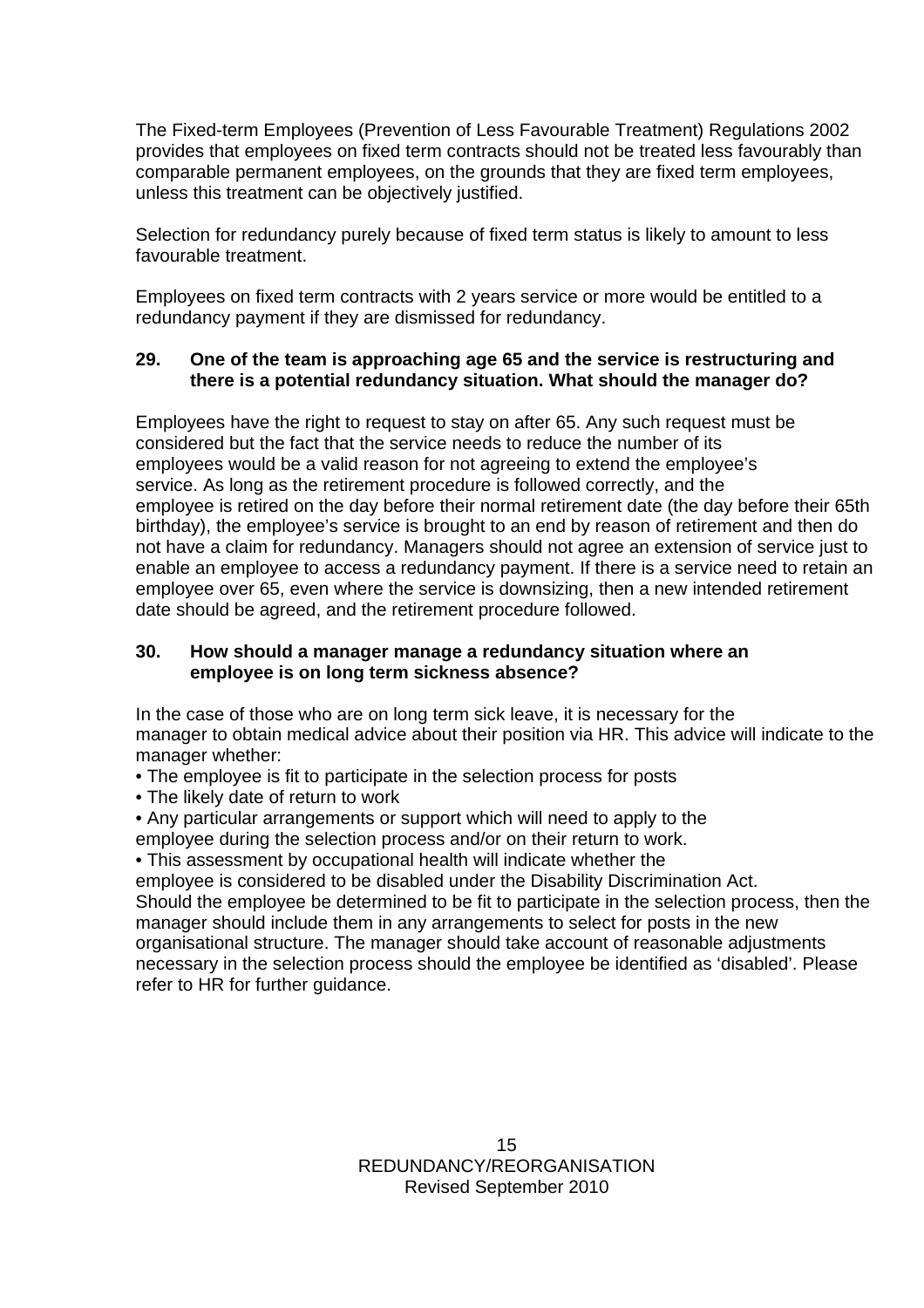The Fixed-term Employees (Prevention of Less Favourable Treatment) Regulations 2002 provides that employees on fixed term contracts should not be treated less favourably than comparable permanent employees, on the grounds that they are fixed term employees, unless this treatment can be objectively justified.

Selection for redundancy purely because of fixed term status is likely to amount to less favourable treatment.

Employees on fixed term contracts with 2 years service or more would be entitled to a redundancy payment if they are dismissed for redundancy.

### 29. One of the team is approaching age 65 and the service is restructuring and there is a potential redundancy situation. What should the manager do?

Employees have the right to request to stay on after 65. Any such request must be considered but the fact that the service needs to reduce the number of its employees would be a valid reason for not agreeing to extend the employee's service. As long as the retirement procedure is followed correctly, and the employee is retired on the day before their normal retirement date (the day before their 65th birthday), the employee's service is brought to an end by reason of retirement and then do not have a claim for redundancy. Managers should not agree an extension of service just to enable an employee to access a redundancy payment. If there is a service need to retain an employee over 65, even where the service is downsizing, then a new intended retirement date should be agreed, and the retirement procedure followed.

### 30. How should a manager manage a redundancy situation where an employee is on long term sickness absence?

In the case of those who are on long term sick leave, it is necessary for the manager to obtain medical advice about their position via HR. This advice will indicate to the manager whether:

- The employee is fit to participate in the selection process for posts
- The likely date of return to work
- Any particular arrangements or support which will need to apply to the employee during the selection process and/or on their return to work.
- This assessment by occupational health will indicate whether the employee is considered to be disabled under the Disability Discrimination Act.

Should the employee be determined to be fit to participate in the selection process, then the manager should include them in any arrangements to select for posts in the new organisational structure. The manager should take account of reasonable adjustments necessary in the selection process should the employee be identified as 'disabled'. Please refer to HR for further guidance.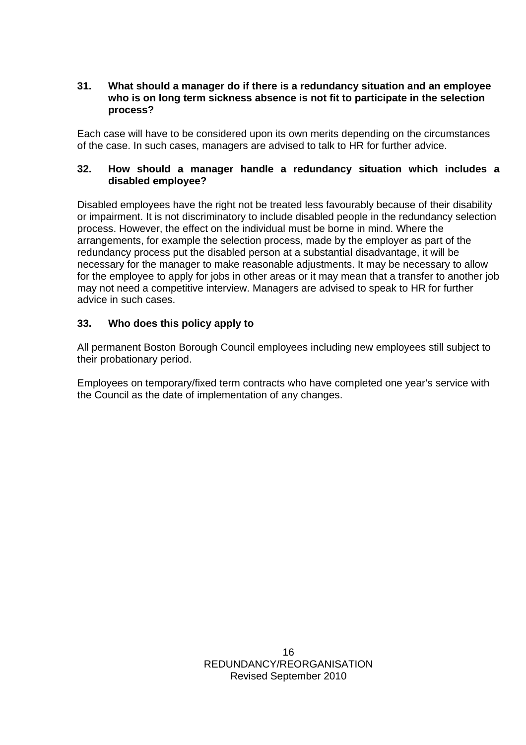### 31. What should a manager do if there is a redundancy situation and an employee who is on long term sickness absence is not fit to participate in the selection process?

Each case will have to be considered upon its own merits depending on the circumstances of the case. In such cases, managers are advised to talk to HR for further advice.

### 32. How should a manager handle a redundancy situation which includes a disabled employee?

Disabled employees have the right not be treated less favourably because of their disability or impairment. It is not discriminatory to include disabled people in the redundancy selection process. However, the effect on the individual must be borne in mind. Where the arrangements, for example the selection process, made by the employer as part of the redundancy process put the disabled person at a substantial disadvantage, it will be necessary for the manager to make reasonable adjustments. It may be necessary to allow for the employee to apply for jobs in other areas or it may mean that a transfer to another job may not need a competitive interview. Managers are advised to speak to HR for further advice in such cases.

### 33. Who does this policy apply to

All permanent Boston Borough Council employees including new employees still subject to their probationary period.

Employees on temporary/fixed term contracts who have completed one year's service with the Council as the date of implementation of any changes.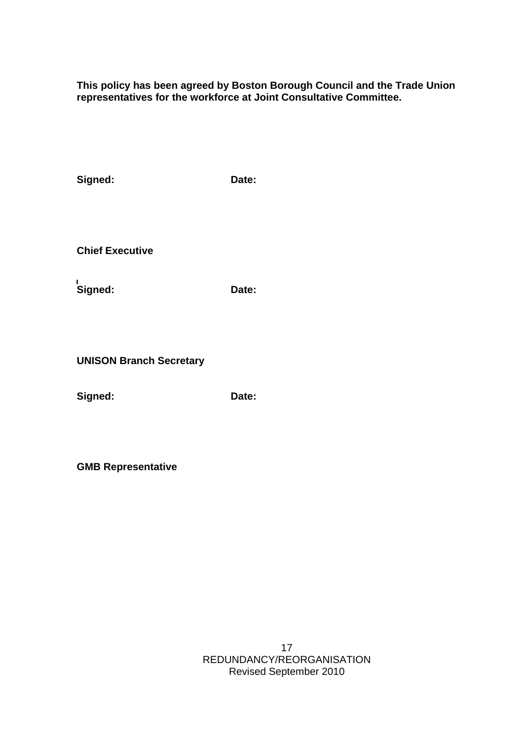**This policy has been agreed by Boston Borough Council and the Trade Union representatives for the workforce at Joint Consultative Committee.**

**Signed:** **Date:**

**Chief Executive**

**Signed:** **Date:**

**UNISON Branch Secretary**

**Signed:** **Date:**

**GMB Representative**